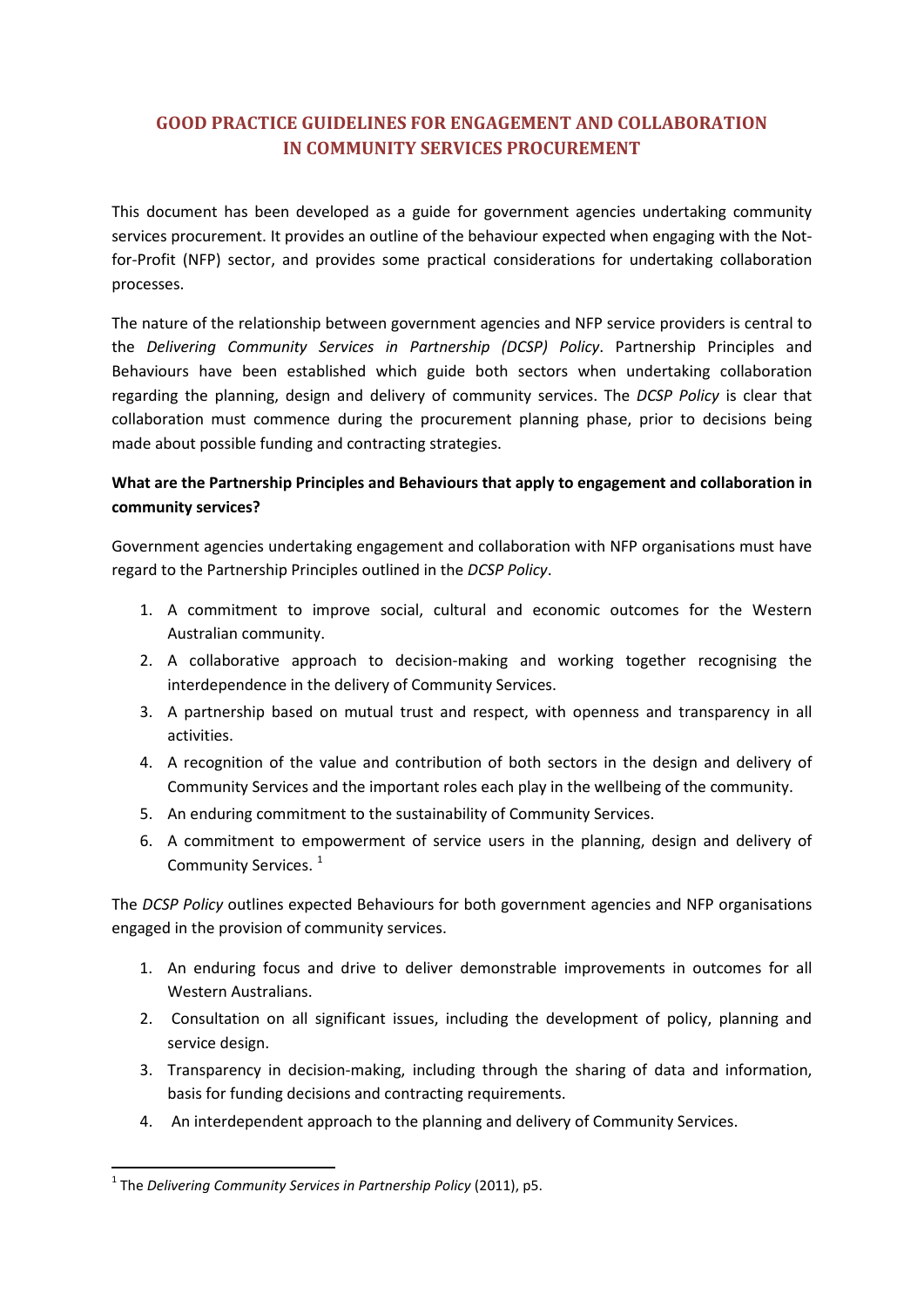# GOOD PRACTICE GUIDELINES FOR ENGAGEMENT AND COLLABORATION IN COMMUNITY SERVICES PROCUREMENT

This document has been developed as a guide for government agencies undertaking community services procurement. It provides an outline of the behaviour expected when engaging with the Not-for-Profit (NFP) sector, and provides some practical considerations for undertaking collaboration processes.

The nature of the relationship between government agencies and NFP service providers is central to the *Delivering Community Services in Partnership (DCSP) Policy*. Partnership Principles and Behaviours have been established which guide both sectors when undertaking collaboration regarding the planning, design and delivery of community services. The *DCSP Policy* is clear that collaboration must commence during the procurement planning phase, prior to decisions being made about possible funding and contracting strategies.

**What are the Partnership Principles and Behaviours that apply to engagement and collaboration in community services?**

Government agencies undertaking engagement and collaboration with NFP organisations must have regard to the Partnership Principles outlined in the *DCSP Policy*.

1. A commitment to improve social, cultural and economic outcomes for the Western Australian community.
2. A collaborative approach to decision-making and working together recognising the interdependence in the delivery of Community Services.
3. A partnership based on mutual trust and respect, with openness and transparency in all activities.
4. A recognition of the value and contribution of both sectors in the design and delivery of Community Services and the important roles each play in the wellbeing of the community.
5. An enduring commitment to the sustainability of Community Services.
6. A commitment to empowerment of service users in the planning, design and delivery of Community Services. [1]

The *DCSP Policy* outlines expected Behaviours for both government agencies and NFP organisations engaged in the provision of community services.

1. An enduring focus and drive to deliver demonstrable improvements in outcomes for all Western Australians.
2. Consultation on all significant issues, including the development of policy, planning and service design.
3. Transparency in decision-making, including through the sharing of data and information, basis for funding decisions and contracting requirements.
4. An interdependent approach to the planning and delivery of Community Services.

---

[1] The *Delivering Community Services in Partnership Policy* (2011), p5.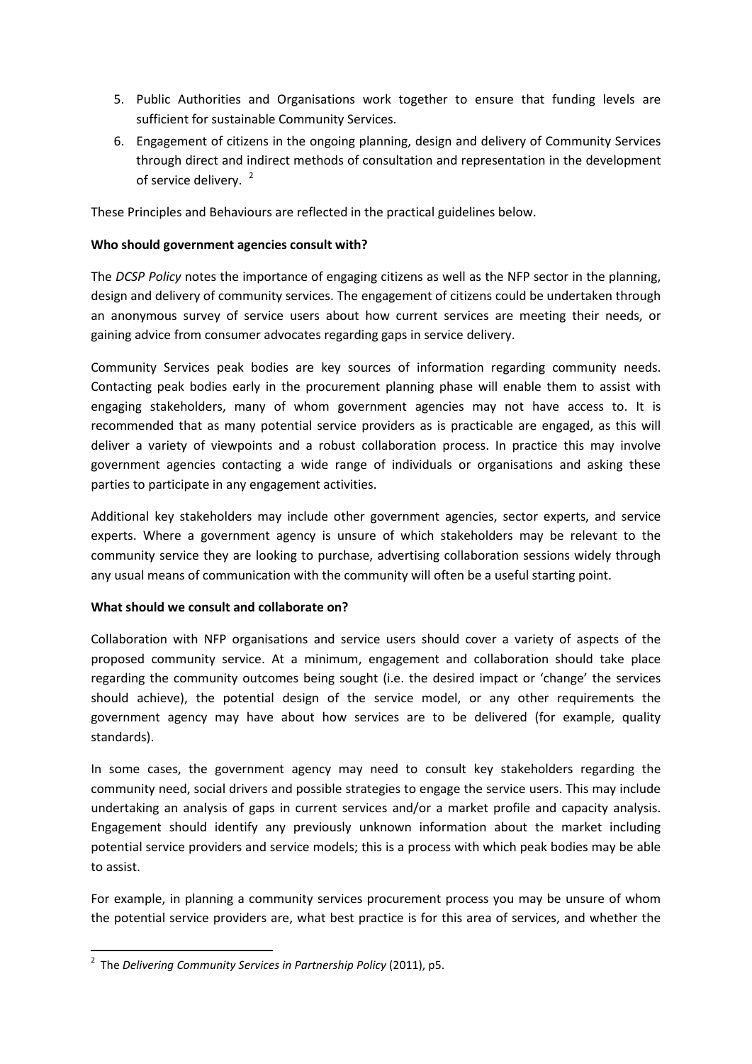5. Public Authorities and Organisations work together to ensure that funding levels are sufficient for sustainable Community Services.
6. Engagement of citizens in the ongoing planning, design and delivery of Community Services through direct and indirect methods of consultation and representation in the development of service delivery. [2]

These Principles and Behaviours are reflected in the practical guidelines below.

**Who should government agencies consult with?**

The *DCSP Policy* notes the importance of engaging citizens as well as the NFP sector in the planning, design and delivery of community services. The engagement of citizens could be undertaken through an anonymous survey of service users about how current services are meeting their needs, or gaining advice from consumer advocates regarding gaps in service delivery.

Community Services peak bodies are key sources of information regarding community needs. Contacting peak bodies early in the procurement planning phase will enable them to assist with engaging stakeholders, many of whom government agencies may not have access to. It is recommended that as many potential service providers as is practicable are engaged, as this will deliver a variety of viewpoints and a robust collaboration process. In practice this may involve government agencies contacting a wide range of individuals or organisations and asking these parties to participate in any engagement activities.

Additional key stakeholders may include other government agencies, sector experts, and service experts. Where a government agency is unsure of which stakeholders may be relevant to the community service they are looking to purchase, advertising collaboration sessions widely through any usual means of communication with the community will often be a useful starting point.

**What should we consult and collaborate on?**

Collaboration with NFP organisations and service users should cover a variety of aspects of the proposed community service. At a minimum, engagement and collaboration should take place regarding the community outcomes being sought (i.e. the desired impact or 'change' the services should achieve), the potential design of the service model, or any other requirements the government agency may have about how services are to be delivered (for example, quality standards).

In some cases, the government agency may need to consult key stakeholders regarding the community need, social drivers and possible strategies to engage the service users. This may include undertaking an analysis of gaps in current services and/or a market profile and capacity analysis. Engagement should identify any previously unknown information about the market including potential service providers and service models; this is a process with which peak bodies may be able to assist.

For example, in planning a community services procurement process you may be unsure of whom the potential service providers are, what best practice is for this area of services, and whether the

[2] The *Delivering Community Services in Partnership Policy* (2011), p5.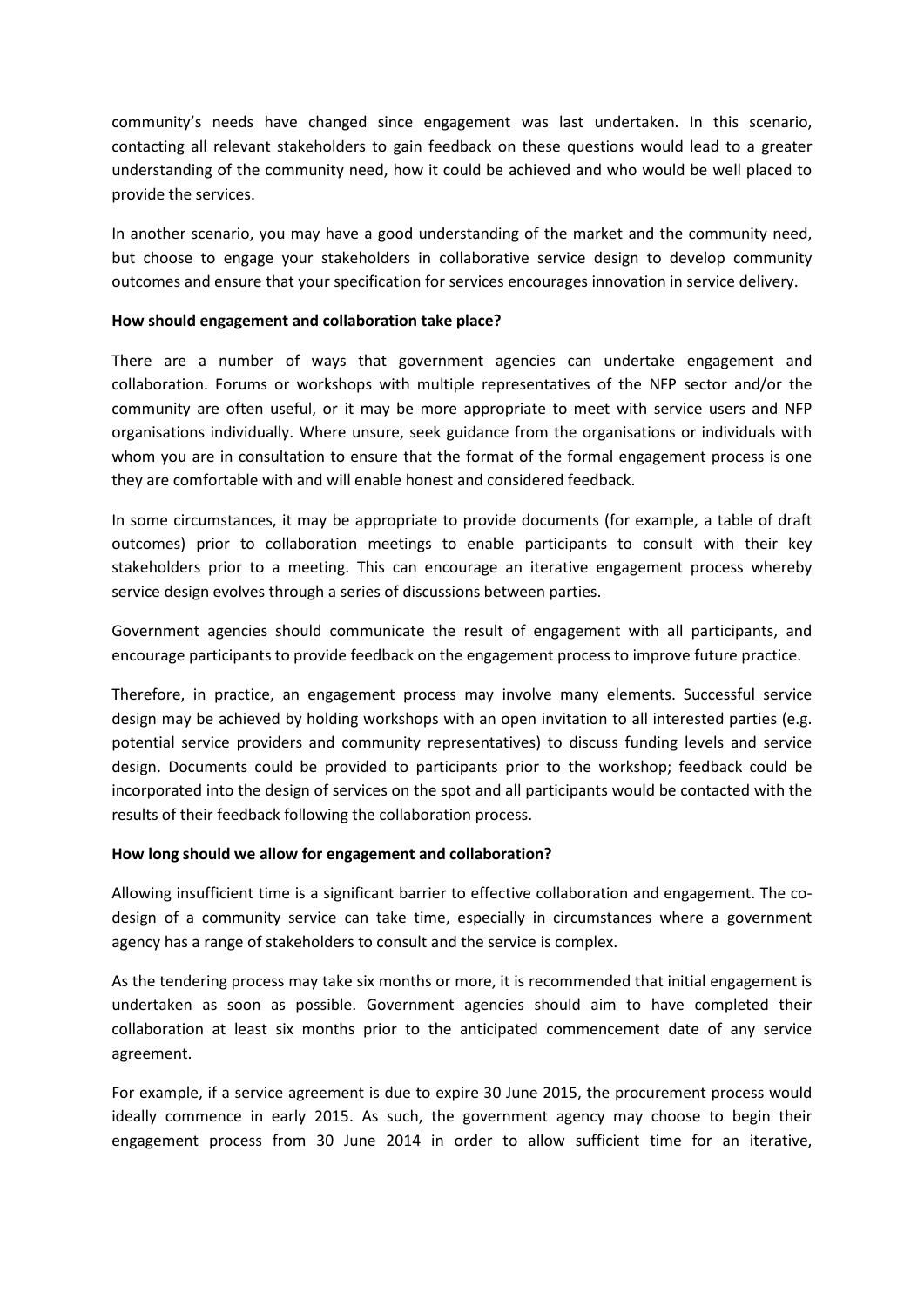community's needs have changed since engagement was last undertaken. In this scenario, contacting all relevant stakeholders to gain feedback on these questions would lead to a greater understanding of the community need, how it could be achieved and who would be well placed to provide the services.

In another scenario, you may have a good understanding of the market and the community need, but choose to engage your stakeholders in collaborative service design to develop community outcomes and ensure that your specification for services encourages innovation in service delivery.

**How should engagement and collaboration take place?**

There are a number of ways that government agencies can undertake engagement and collaboration. Forums or workshops with multiple representatives of the NFP sector and/or the community are often useful, or it may be more appropriate to meet with service users and NFP organisations individually. Where unsure, seek guidance from the organisations or individuals with whom you are in consultation to ensure that the format of the formal engagement process is one they are comfortable with and will enable honest and considered feedback.

In some circumstances, it may be appropriate to provide documents (for example, a table of draft outcomes) prior to collaboration meetings to enable participants to consult with their key stakeholders prior to a meeting. This can encourage an iterative engagement process whereby service design evolves through a series of discussions between parties.

Government agencies should communicate the result of engagement with all participants, and encourage participants to provide feedback on the engagement process to improve future practice.

Therefore, in practice, an engagement process may involve many elements. Successful service design may be achieved by holding workshops with an open invitation to all interested parties (e.g. potential service providers and community representatives) to discuss funding levels and service design. Documents could be provided to participants prior to the workshop; feedback could be incorporated into the design of services on the spot and all participants would be contacted with the results of their feedback following the collaboration process.

**How long should we allow for engagement and collaboration?**

Allowing insufficient time is a significant barrier to effective collaboration and engagement. The co-design of a community service can take time, especially in circumstances where a government agency has a range of stakeholders to consult and the service is complex.

As the tendering process may take six months or more, it is recommended that initial engagement is undertaken as soon as possible. Government agencies should aim to have completed their collaboration at least six months prior to the anticipated commencement date of any service agreement.

For example, if a service agreement is due to expire 30 June 2015, the procurement process would ideally commence in early 2015. As such, the government agency may choose to begin their engagement process from 30 June 2014 in order to allow sufficient time for an iterative,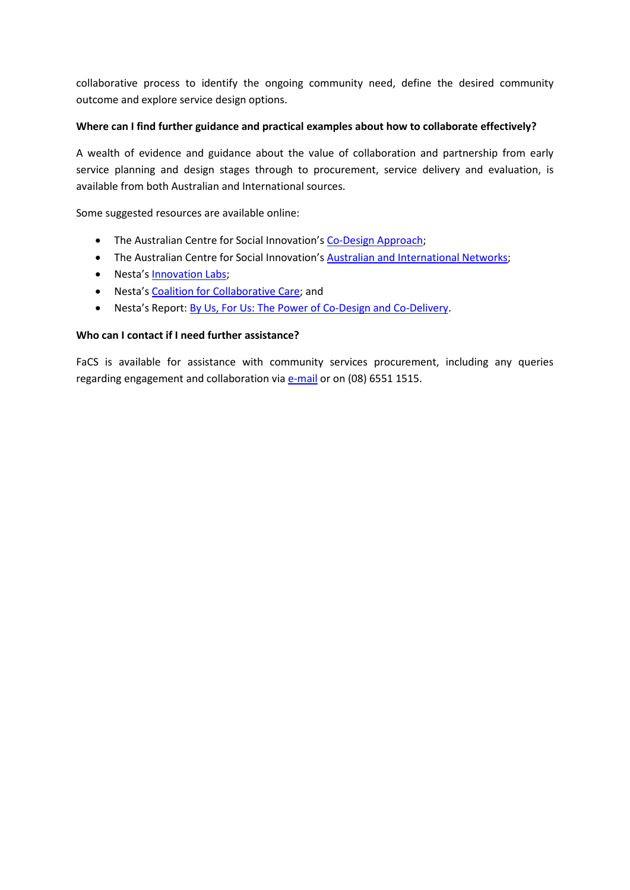collaborative process to identify the ongoing community need, define the desired community outcome and explore service design options.

**Where can I find further guidance and practical examples about how to collaborate effectively?**

A wealth of evidence and guidance about the value of collaboration and partnership from early service planning and design stages through to procurement, service delivery and evaluation, is available from both Australian and International sources.

Some suggested resources are available online:

- The Australian Centre for Social Innovation's Co-Design Approach;
- The Australian Centre for Social Innovation's Australian and International Networks;
- Nesta's Innovation Labs;
- Nesta's Coalition for Collaborative Care; and
- Nesta's Report: By Us, For Us: The Power of Co-Design and Co-Delivery.

**Who can I contact if I need further assistance?**

FaCS is available for assistance with community services procurement, including any queries regarding engagement and collaboration via e-mail or on (08) 6551 1515.